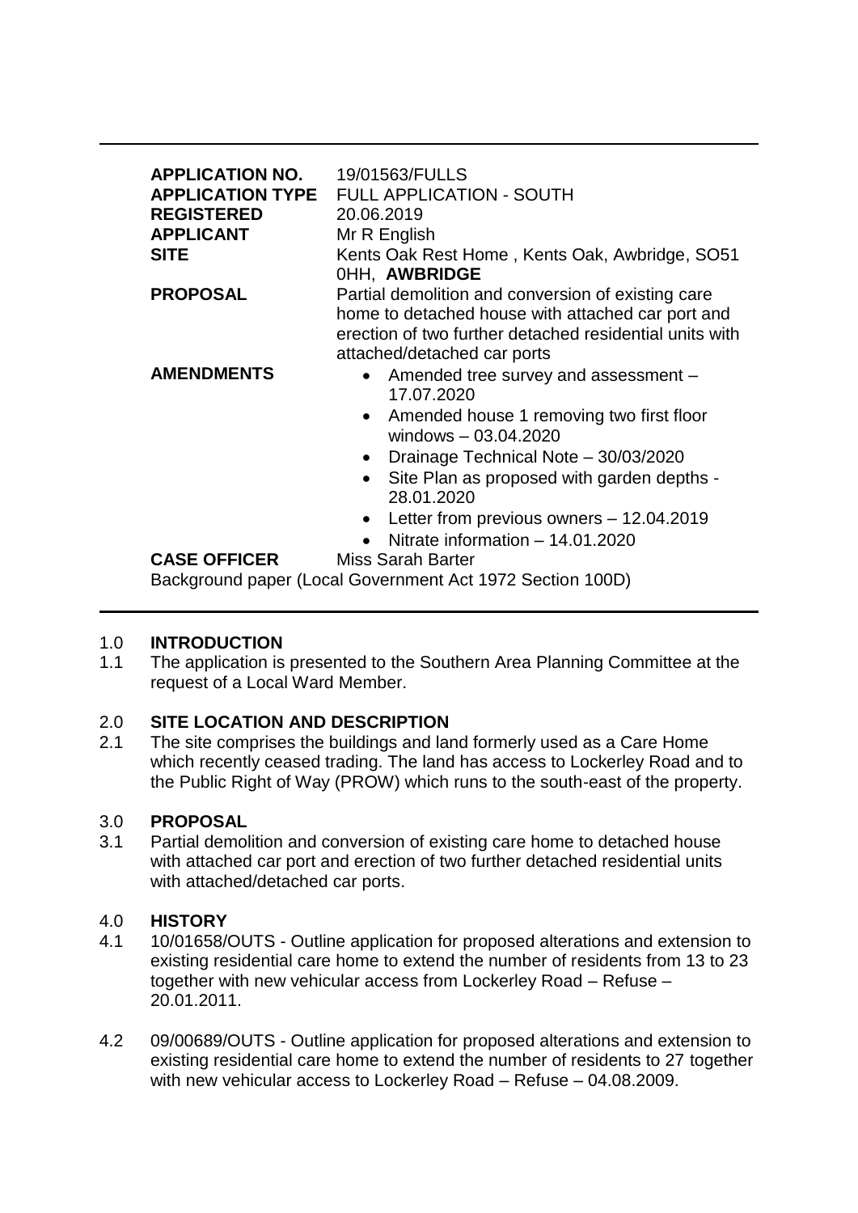| | |
|---|---|
| **APPLICATION NO.** | 19/01563/FULLS |
| **APPLICATION TYPE** | FULL APPLICATION - SOUTH |
| **REGISTERED** | 20.06.2019 |
| **APPLICANT** | Mr R English |
| **SITE** | Kents Oak Rest Home , Kents Oak, Awbridge, SO51 0HH, **AWBRIDGE** |
| **PROPOSAL** | Partial demolition and conversion of existing care home to detached house with attached car port and erection of two further detached residential units with attached/detached car ports |
| **AMENDMENTS** | • Amended tree survey and assessment – 17.07.2020<br>• Amended house 1 removing two first floor windows – 03.04.2020<br>• Drainage Technical Note – 30/03/2020<br>• Site Plan as proposed with garden depths - 28.01.2020<br>• Letter from previous owners – 12.04.2019<br>• Nitrate information – 14.01.2020 |
| **CASE OFFICER** | Miss Sarah Barter |

Background paper (Local Government Act 1972 Section 100D)

## 1.0 INTRODUCTION

1.1 The application is presented to the Southern Area Planning Committee at the request of a Local Ward Member.

## 2.0 SITE LOCATION AND DESCRIPTION

2.1 The site comprises the buildings and land formerly used as a Care Home which recently ceased trading. The land has access to Lockerley Road and to the Public Right of Way (PROW) which runs to the south-east of the property.

## 3.0 PROPOSAL

3.1 Partial demolition and conversion of existing care home to detached house with attached car port and erection of two further detached residential units with attached/detached car ports.

## 4.0 HISTORY

4.1 10/01658/OUTS - Outline application for proposed alterations and extension to existing residential care home to extend the number of residents from 13 to 23 together with new vehicular access from Lockerley Road – Refuse – 20.01.2011.

4.2 09/00689/OUTS - Outline application for proposed alterations and extension to existing residential care home to extend the number of residents to 27 together with new vehicular access to Lockerley Road – Refuse – 04.08.2009.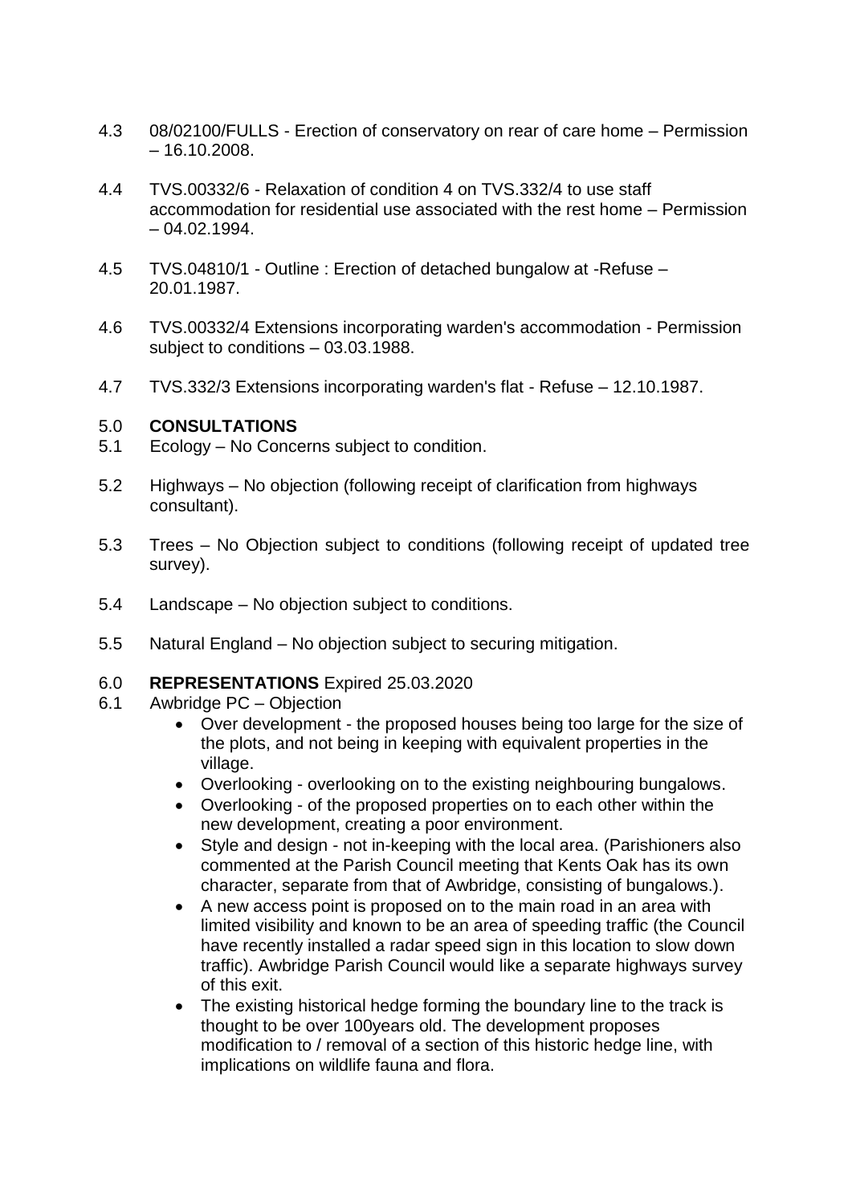4.3 08/02100/FULLS - Erection of conservatory on rear of care home – Permission – 16.10.2008.

4.4 TVS.00332/6 - Relaxation of condition 4 on TVS.332/4 to use staff accommodation for residential use associated with the rest home – Permission – 04.02.1994.

4.5 TVS.04810/1 - Outline : Erection of detached bungalow at -Refuse – 20.01.1987.

4.6 TVS.00332/4 Extensions incorporating warden's accommodation - Permission subject to conditions – 03.03.1988.

4.7 TVS.332/3 Extensions incorporating warden's flat - Refuse – 12.10.1987.

## 5.0 CONSULTATIONS

5.1 Ecology – No Concerns subject to condition.

5.2 Highways – No objection (following receipt of clarification from highways consultant).

5.3 Trees – No Objection subject to conditions (following receipt of updated tree survey).

5.4 Landscape – No objection subject to conditions.

5.5 Natural England – No objection subject to securing mitigation.

## 6.0 REPRESENTATIONS Expired 25.03.2020

6.1 Awbridge PC – Objection

- Over development - the proposed houses being too large for the size of the plots, and not being in keeping with equivalent properties in the village.
- Overlooking - overlooking on to the existing neighbouring bungalows.
- Overlooking - of the proposed properties on to each other within the new development, creating a poor environment.
- Style and design - not in-keeping with the local area. (Parishioners also commented at the Parish Council meeting that Kents Oak has its own character, separate from that of Awbridge, consisting of bungalows.).
- A new access point is proposed on to the main road in an area with limited visibility and known to be an area of speeding traffic (the Council have recently installed a radar speed sign in this location to slow down traffic). Awbridge Parish Council would like a separate highways survey of this exit.
- The existing historical hedge forming the boundary line to the track is thought to be over 100years old. The development proposes modification to / removal of a section of this historic hedge line, with implications on wildlife fauna and flora.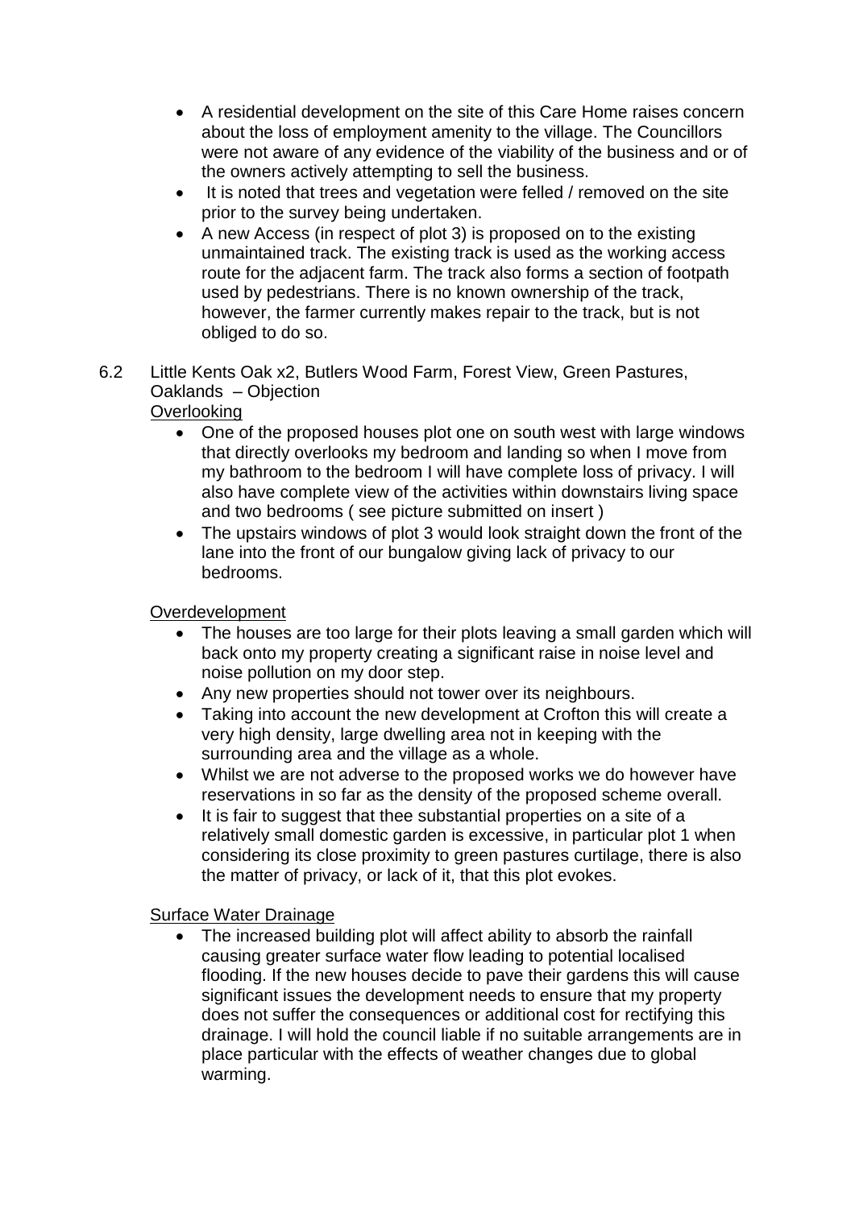- A residential development on the site of this Care Home raises concern about the loss of employment amenity to the village. The Councillors were not aware of any evidence of the viability of the business and or of the owners actively attempting to sell the business.
- It is noted that trees and vegetation were felled / removed on the site prior to the survey being undertaken.
- A new Access (in respect of plot 3) is proposed on to the existing unmaintained track. The existing track is used as the working access route for the adjacent farm. The track also forms a section of footpath used by pedestrians. There is no known ownership of the track, however, the farmer currently makes repair to the track, but is not obliged to do so.

6.2 Little Kents Oak x2, Butlers Wood Farm, Forest View, Green Pastures, Oaklands – Objection

Overlooking

- One of the proposed houses plot one on south west with large windows that directly overlooks my bedroom and landing so when I move from my bathroom to the bedroom I will have complete loss of privacy. I will also have complete view of the activities within downstairs living space and two bedrooms ( see picture submitted on insert )
- The upstairs windows of plot 3 would look straight down the front of the lane into the front of our bungalow giving lack of privacy to our bedrooms.

Overdevelopment

- The houses are too large for their plots leaving a small garden which will back onto my property creating a significant raise in noise level and noise pollution on my door step.
- Any new properties should not tower over its neighbours.
- Taking into account the new development at Crofton this will create a very high density, large dwelling area not in keeping with the surrounding area and the village as a whole.
- Whilst we are not adverse to the proposed works we do however have reservations in so far as the density of the proposed scheme overall.
- It is fair to suggest that thee substantial properties on a site of a relatively small domestic garden is excessive, in particular plot 1 when considering its close proximity to green pastures curtilage, there is also the matter of privacy, or lack of it, that this plot evokes.

Surface Water Drainage

- The increased building plot will affect ability to absorb the rainfall causing greater surface water flow leading to potential localised flooding. If the new houses decide to pave their gardens this will cause significant issues the development needs to ensure that my property does not suffer the consequences or additional cost for rectifying this drainage. I will hold the council liable if no suitable arrangements are in place particular with the effects of weather changes due to global warming.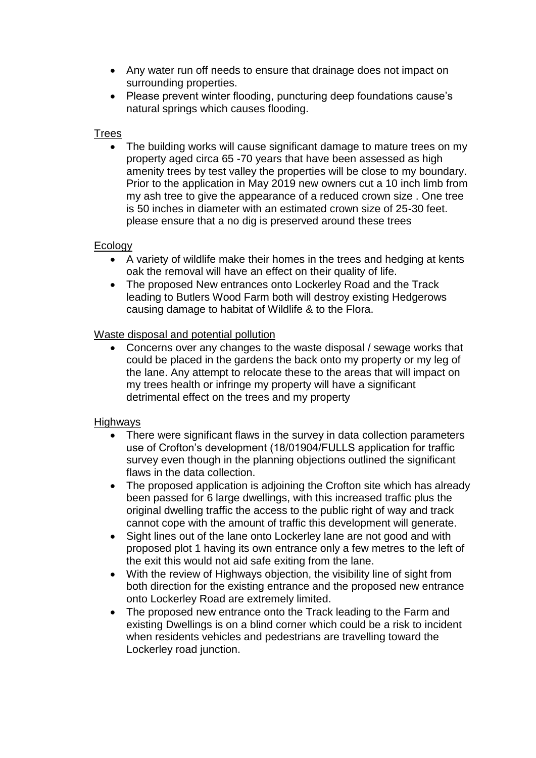- Any water run off needs to ensure that drainage does not impact on surrounding properties.
- Please prevent winter flooding, puncturing deep foundations cause's natural springs which causes flooding.

Trees

- The building works will cause significant damage to mature trees on my property aged circa 65 -70 years that have been assessed as high amenity trees by test valley the properties will be close to my boundary. Prior to the application in May 2019 new owners cut a 10 inch limb from my ash tree to give the appearance of a reduced crown size . One tree is 50 inches in diameter with an estimated crown size of 25-30 feet. please ensure that a no dig is preserved around these trees

Ecology

- A variety of wildlife make their homes in the trees and hedging at kents oak the removal will have an effect on their quality of life.
- The proposed New entrances onto Lockerley Road and the Track leading to Butlers Wood Farm both will destroy existing Hedgerows causing damage to habitat of Wildlife & to the Flora.

Waste disposal and potential pollution

- Concerns over any changes to the waste disposal / sewage works that could be placed in the gardens the back onto my property or my leg of the lane. Any attempt to relocate these to the areas that will impact on my trees health or infringe my property will have a significant detrimental effect on the trees and my property

Highways

- There were significant flaws in the survey in data collection parameters use of Crofton's development (18/01904/FULLS application for traffic survey even though in the planning objections outlined the significant flaws in the data collection.
- The proposed application is adjoining the Crofton site which has already been passed for 6 large dwellings, with this increased traffic plus the original dwelling traffic the access to the public right of way and track cannot cope with the amount of traffic this development will generate.
- Sight lines out of the lane onto Lockerley lane are not good and with proposed plot 1 having its own entrance only a few metres to the left of the exit this would not aid safe exiting from the lane.
- With the review of Highways objection, the visibility line of sight from both direction for the existing entrance and the proposed new entrance onto Lockerley Road are extremely limited.
- The proposed new entrance onto the Track leading to the Farm and existing Dwellings is on a blind corner which could be a risk to incident when residents vehicles and pedestrians are travelling toward the Lockerley road junction.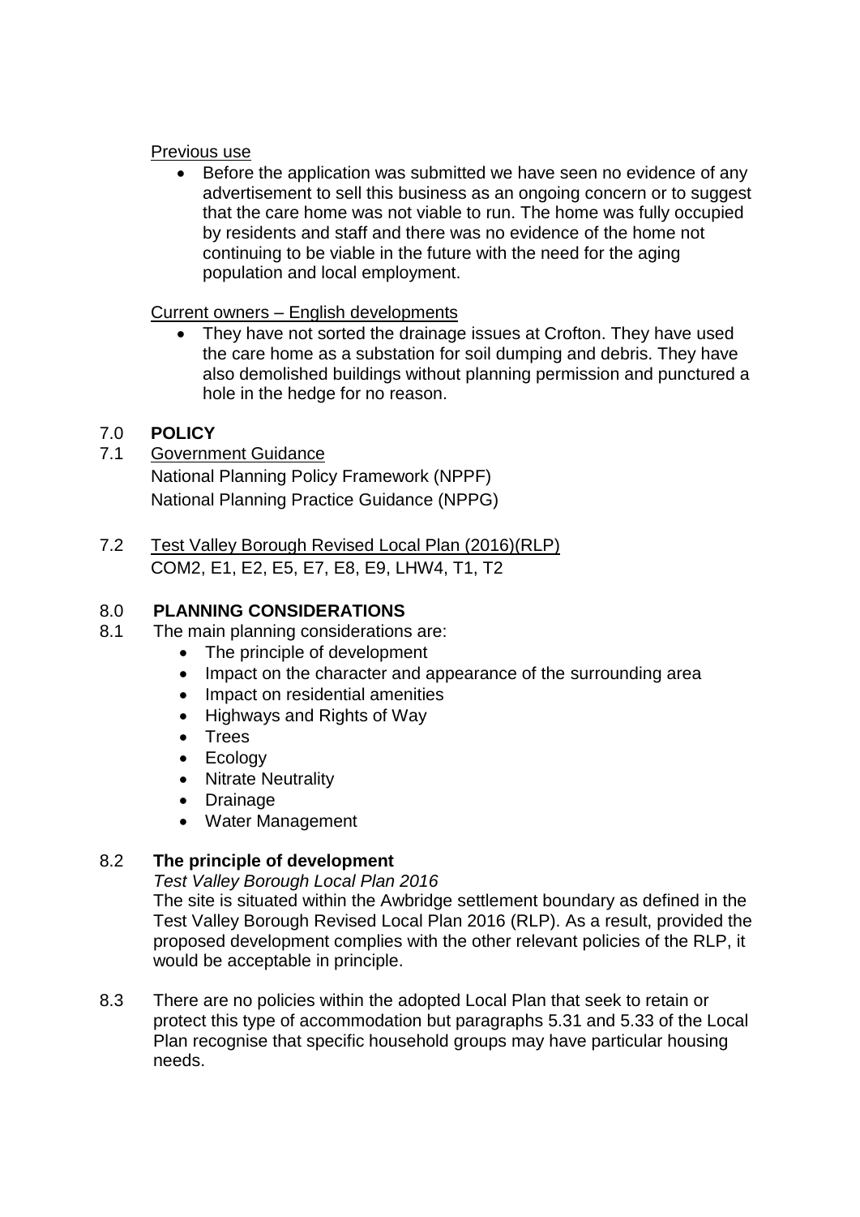Previous use

- Before the application was submitted we have seen no evidence of any advertisement to sell this business as an ongoing concern or to suggest that the care home was not viable to run. The home was fully occupied by residents and staff and there was no evidence of the home not continuing to be viable in the future with the need for the aging population and local employment.

Current owners – English developments

- They have not sorted the drainage issues at Crofton. They have used the care home as a substation for soil dumping and debris. They have also demolished buildings without planning permission and punctured a hole in the hedge for no reason.

## 7.0 POLICY

7.1 Government Guidance
National Planning Policy Framework (NPPF)
National Planning Practice Guidance (NPPG)

7.2 Test Valley Borough Revised Local Plan (2016)(RLP)
COM2, E1, E2, E5, E7, E8, E9, LHW4, T1, T2

## 8.0 PLANNING CONSIDERATIONS

8.1 The main planning considerations are:

- The principle of development
- Impact on the character and appearance of the surrounding area
- Impact on residential amenities
- Highways and Rights of Way
- Trees
- Ecology
- Nitrate Neutrality
- Drainage
- Water Management

### 8.2 The principle of development

*Test Valley Borough Local Plan 2016*

The site is situated within the Awbridge settlement boundary as defined in the Test Valley Borough Revised Local Plan 2016 (RLP). As a result, provided the proposed development complies with the other relevant policies of the RLP, it would be acceptable in principle.

8.3 There are no policies within the adopted Local Plan that seek to retain or protect this type of accommodation but paragraphs 5.31 and 5.33 of the Local Plan recognise that specific household groups may have particular housing needs.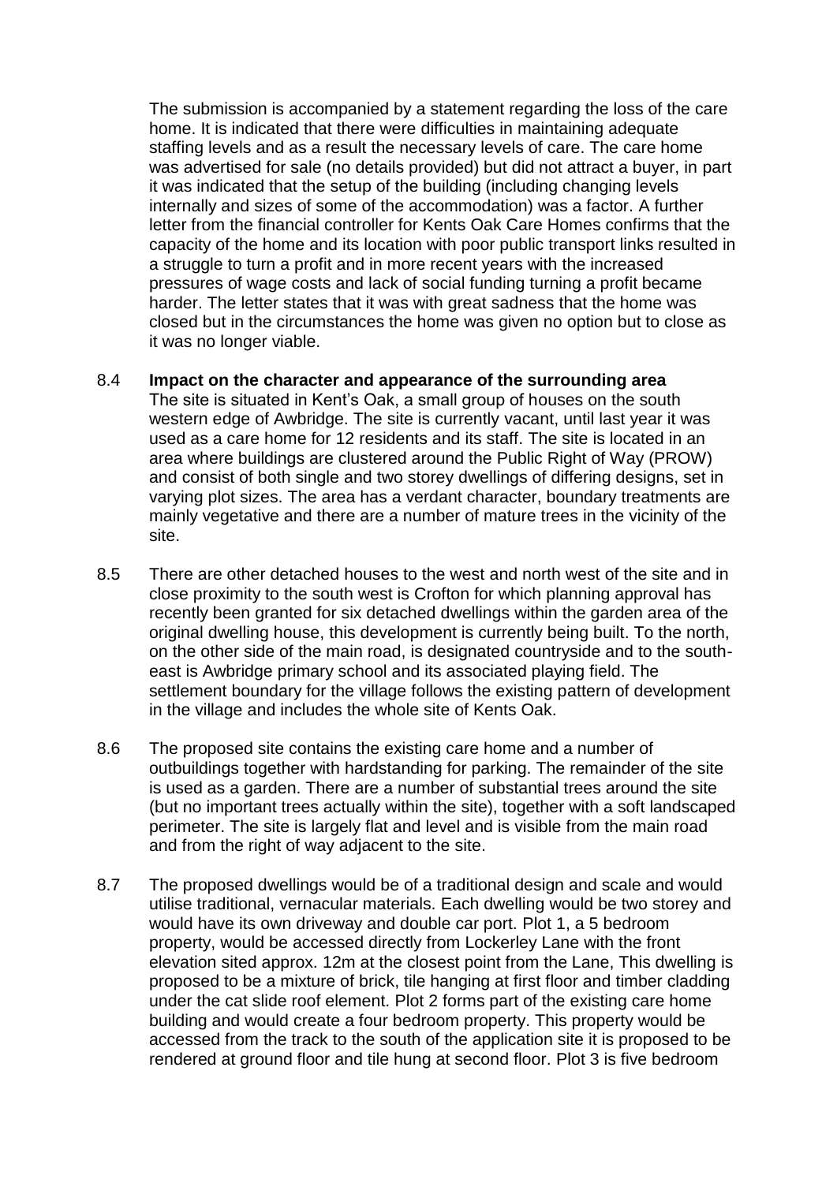The submission is accompanied by a statement regarding the loss of the care home. It is indicated that there were difficulties in maintaining adequate staffing levels and as a result the necessary levels of care. The care home was advertised for sale (no details provided) but did not attract a buyer, in part it was indicated that the setup of the building (including changing levels internally and sizes of some of the accommodation) was a factor. A further letter from the financial controller for Kents Oak Care Homes confirms that the capacity of the home and its location with poor public transport links resulted in a struggle to turn a profit and in more recent years with the increased pressures of wage costs and lack of social funding turning a profit became harder. The letter states that it was with great sadness that the home was closed but in the circumstances the home was given no option but to close as it was no longer viable.

8.4 **Impact on the character and appearance of the surrounding area**
The site is situated in Kent's Oak, a small group of houses on the south western edge of Awbridge. The site is currently vacant, until last year it was used as a care home for 12 residents and its staff. The site is located in an area where buildings are clustered around the Public Right of Way (PROW) and consist of both single and two storey dwellings of differing designs, set in varying plot sizes. The area has a verdant character, boundary treatments are mainly vegetative and there are a number of mature trees in the vicinity of the site.

8.5 There are other detached houses to the west and north west of the site and in close proximity to the south west is Crofton for which planning approval has recently been granted for six detached dwellings within the garden area of the original dwelling house, this development is currently being built. To the north, on the other side of the main road, is designated countryside and to the south-east is Awbridge primary school and its associated playing field. The settlement boundary for the village follows the existing pattern of development in the village and includes the whole site of Kents Oak.

8.6 The proposed site contains the existing care home and a number of outbuildings together with hardstanding for parking. The remainder of the site is used as a garden. There are a number of substantial trees around the site (but no important trees actually within the site), together with a soft landscaped perimeter. The site is largely flat and level and is visible from the main road and from the right of way adjacent to the site.

8.7 The proposed dwellings would be of a traditional design and scale and would utilise traditional, vernacular materials. Each dwelling would be two storey and would have its own driveway and double car port. Plot 1, a 5 bedroom property, would be accessed directly from Lockerley Lane with the front elevation sited approx. 12m at the closest point from the Lane, This dwelling is proposed to be a mixture of brick, tile hanging at first floor and timber cladding under the cat slide roof element. Plot 2 forms part of the existing care home building and would create a four bedroom property. This property would be accessed from the track to the south of the application site it is proposed to be rendered at ground floor and tile hung at second floor. Plot 3 is five bedroom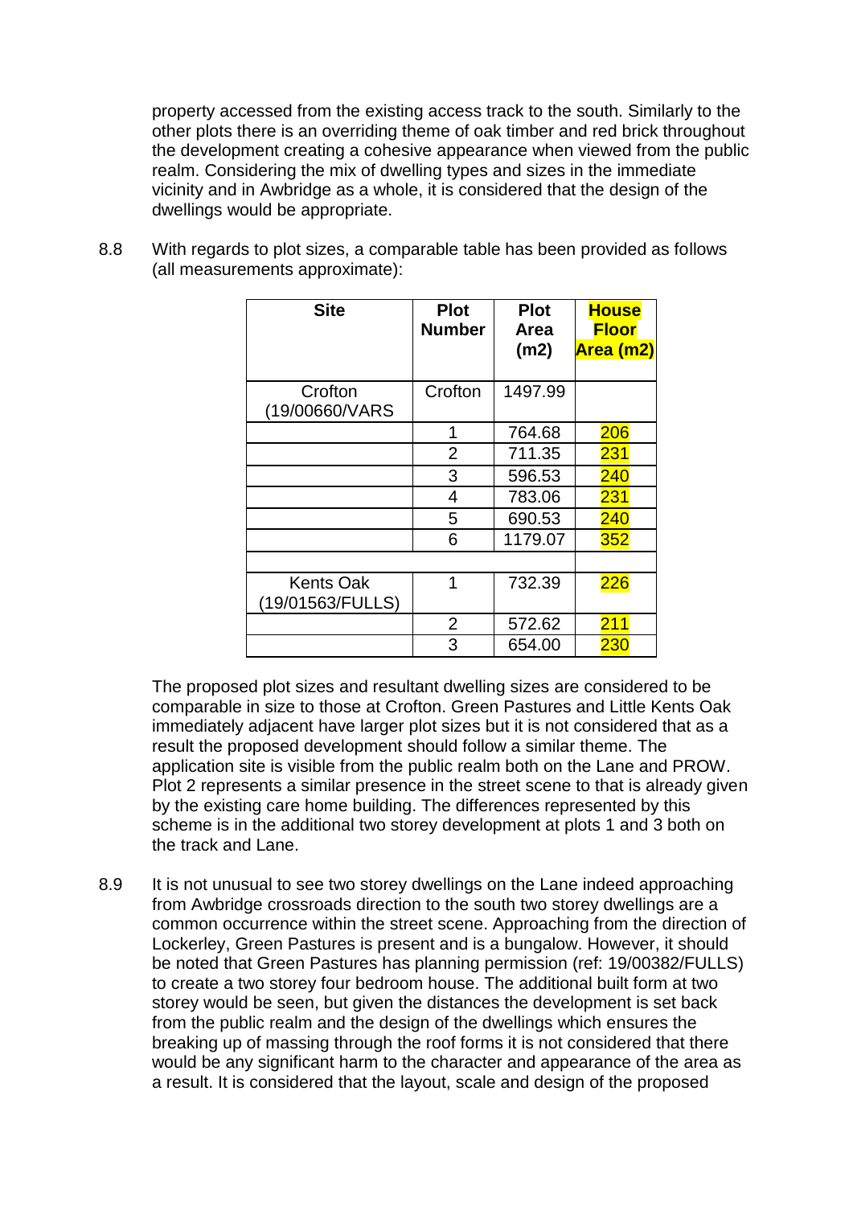property accessed from the existing access track to the south. Similarly to the other plots there is an overriding theme of oak timber and red brick throughout the development creating a cohesive appearance when viewed from the public realm. Considering the mix of dwelling types and sizes in the immediate vicinity and in Awbridge as a whole, it is considered that the design of the dwellings would be appropriate.

8.8 With regards to plot sizes, a comparable table has been provided as follows (all measurements approximate):

| Site | Plot Number | Plot Area (m2) | House Floor Area (m2) |
|---|---|---|---|
| Crofton (19/00660/VARS | Crofton | 1497.99 | |
| | 1 | 764.68 | 206 |
| | 2 | 711.35 | 231 |
| | 3 | 596.53 | 240 |
| | 4 | 783.06 | 231 |
| | 5 | 690.53 | 240 |
| | 6 | 1179.07 | 352 |
| | | | |
| Kents Oak (19/01563/FULLS) | 1 | 732.39 | 226 |
| | 2 | 572.62 | 211 |
| | 3 | 654.00 | 230 |

The proposed plot sizes and resultant dwelling sizes are considered to be comparable in size to those at Crofton. Green Pastures and Little Kents Oak immediately adjacent have larger plot sizes but it is not considered that as a result the proposed development should follow a similar theme. The application site is visible from the public realm both on the Lane and PROW. Plot 2 represents a similar presence in the street scene to that is already given by the existing care home building. The differences represented by this scheme is in the additional two storey development at plots 1 and 3 both on the track and Lane.

8.9 It is not unusual to see two storey dwellings on the Lane indeed approaching from Awbridge crossroads direction to the south two storey dwellings are a common occurrence within the street scene. Approaching from the direction of Lockerley, Green Pastures is present and is a bungalow. However, it should be noted that Green Pastures has planning permission (ref: 19/00382/FULLS) to create a two storey four bedroom house. The additional built form at two storey would be seen, but given the distances the development is set back from the public realm and the design of the dwellings which ensures the breaking up of massing through the roof forms it is not considered that there would be any significant harm to the character and appearance of the area as a result. It is considered that the layout, scale and design of the proposed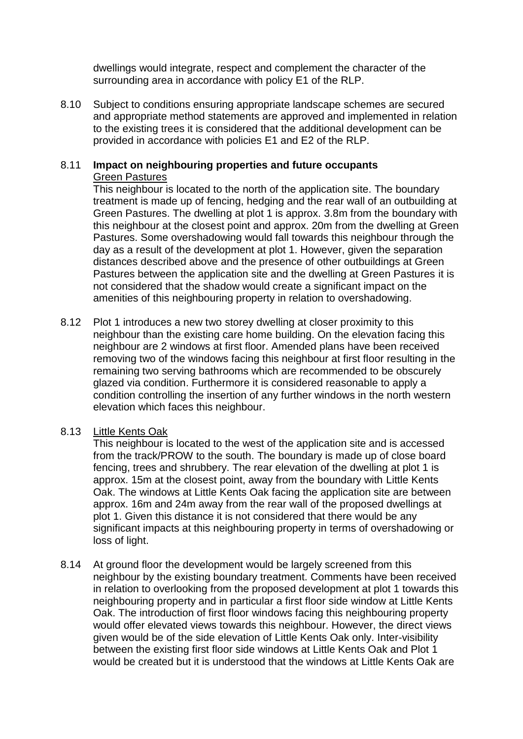dwellings would integrate, respect and complement the character of the surrounding area in accordance with policy E1 of the RLP.

8.10 Subject to conditions ensuring appropriate landscape schemes are secured and appropriate method statements are approved and implemented in relation to the existing trees it is considered that the additional development can be provided in accordance with policies E1 and E2 of the RLP.

8.11 **Impact on neighbouring properties and future occupants**

Green Pastures

This neighbour is located to the north of the application site. The boundary treatment is made up of fencing, hedging and the rear wall of an outbuilding at Green Pastures. The dwelling at plot 1 is approx. 3.8m from the boundary with this neighbour at the closest point and approx. 20m from the dwelling at Green Pastures. Some overshadowing would fall towards this neighbour through the day as a result of the development at plot 1. However, given the separation distances described above and the presence of other outbuildings at Green Pastures between the application site and the dwelling at Green Pastures it is not considered that the shadow would create a significant impact on the amenities of this neighbouring property in relation to overshadowing.

8.12 Plot 1 introduces a new two storey dwelling at closer proximity to this neighbour than the existing care home building. On the elevation facing this neighbour are 2 windows at first floor. Amended plans have been received removing two of the windows facing this neighbour at first floor resulting in the remaining two serving bathrooms which are recommended to be obscurely glazed via condition. Furthermore it is considered reasonable to apply a condition controlling the insertion of any further windows in the north western elevation which faces this neighbour.

8.13 Little Kents Oak

This neighbour is located to the west of the application site and is accessed from the track/PROW to the south. The boundary is made up of close board fencing, trees and shrubbery. The rear elevation of the dwelling at plot 1 is approx. 15m at the closest point, away from the boundary with Little Kents Oak. The windows at Little Kents Oak facing the application site are between approx. 16m and 24m away from the rear wall of the proposed dwellings at plot 1. Given this distance it is not considered that there would be any significant impacts at this neighbouring property in terms of overshadowing or loss of light.

8.14 At ground floor the development would be largely screened from this neighbour by the existing boundary treatment. Comments have been received in relation to overlooking from the proposed development at plot 1 towards this neighbouring property and in particular a first floor side window at Little Kents Oak. The introduction of first floor windows facing this neighbouring property would offer elevated views towards this neighbour. However, the direct views given would be of the side elevation of Little Kents Oak only. Inter-visibility between the existing first floor side windows at Little Kents Oak and Plot 1 would be created but it is understood that the windows at Little Kents Oak are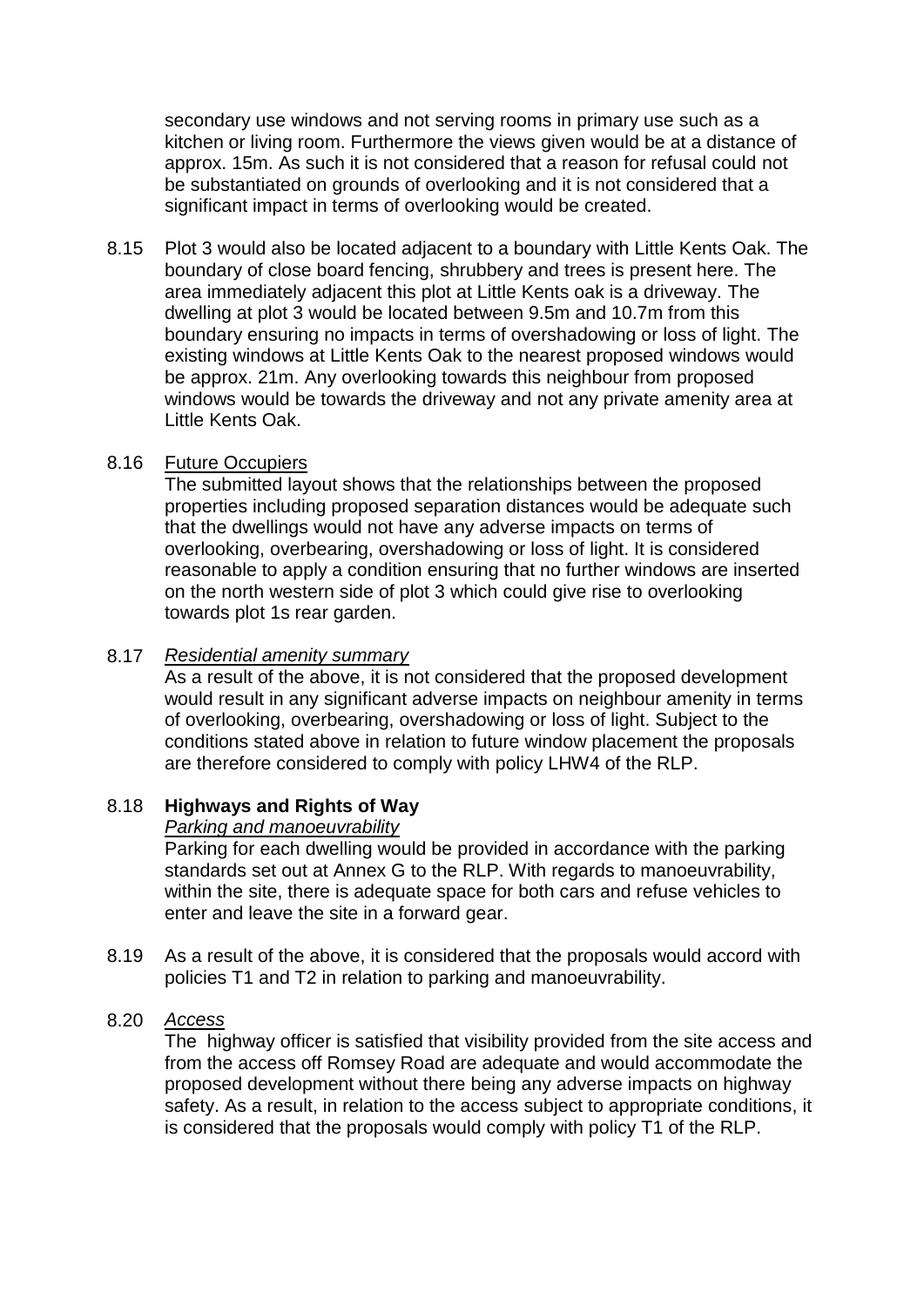secondary use windows and not serving rooms in primary use such as a kitchen or living room. Furthermore the views given would be at a distance of approx. 15m. As such it is not considered that a reason for refusal could not be substantiated on grounds of overlooking and it is not considered that a significant impact in terms of overlooking would be created.

8.15 Plot 3 would also be located adjacent to a boundary with Little Kents Oak. The boundary of close board fencing, shrubbery and trees is present here. The area immediately adjacent this plot at Little Kents oak is a driveway. The dwelling at plot 3 would be located between 9.5m and 10.7m from this boundary ensuring no impacts in terms of overshadowing or loss of light. The existing windows at Little Kents Oak to the nearest proposed windows would be approx. 21m. Any overlooking towards this neighbour from proposed windows would be towards the driveway and not any private amenity area at Little Kents Oak.

8.16 Future Occupiers

The submitted layout shows that the relationships between the proposed properties including proposed separation distances would be adequate such that the dwellings would not have any adverse impacts on terms of overlooking, overbearing, overshadowing or loss of light. It is considered reasonable to apply a condition ensuring that no further windows are inserted on the north western side of plot 3 which could give rise to overlooking towards plot 1s rear garden.

8.17 *Residential amenity summary*

As a result of the above, it is not considered that the proposed development would result in any significant adverse impacts on neighbour amenity in terms of overlooking, overbearing, overshadowing or loss of light. Subject to the conditions stated above in relation to future window placement the proposals are therefore considered to comply with policy LHW4 of the RLP.

8.18 **Highways and Rights of Way**

*Parking and manoeuvrability*

Parking for each dwelling would be provided in accordance with the parking standards set out at Annex G to the RLP. With regards to manoeuvrability, within the site, there is adequate space for both cars and refuse vehicles to enter and leave the site in a forward gear.

8.19 As a result of the above, it is considered that the proposals would accord with policies T1 and T2 in relation to parking and manoeuvrability.

8.20 *Access*

The highway officer is satisfied that visibility provided from the site access and from the access off Romsey Road are adequate and would accommodate the proposed development without there being any adverse impacts on highway safety. As a result, in relation to the access subject to appropriate conditions, it is considered that the proposals would comply with policy T1 of the RLP.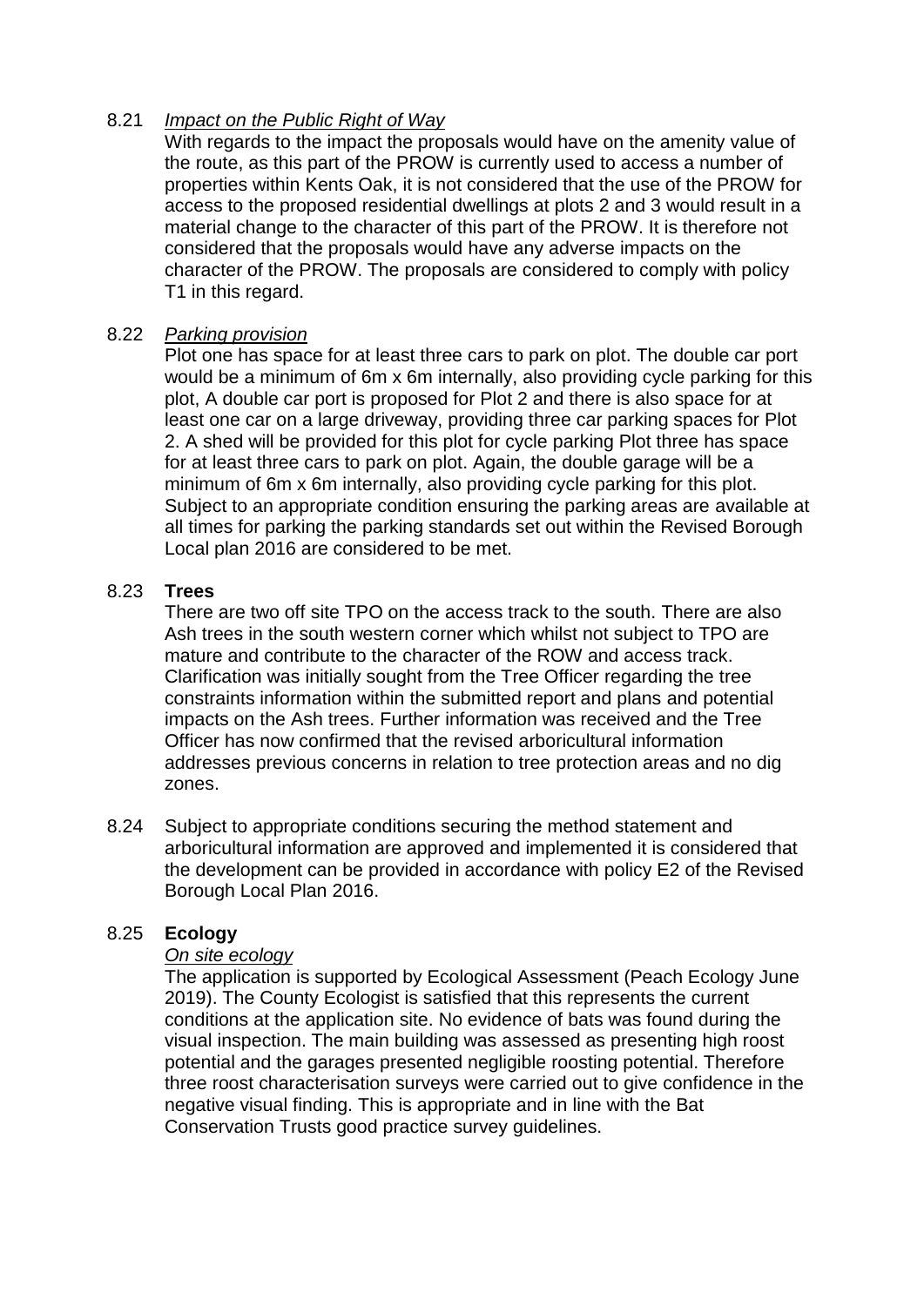8.21 *Impact on the Public Right of Way*

With regards to the impact the proposals would have on the amenity value of the route, as this part of the PROW is currently used to access a number of properties within Kents Oak, it is not considered that the use of the PROW for access to the proposed residential dwellings at plots 2 and 3 would result in a material change to the character of this part of the PROW. It is therefore not considered that the proposals would have any adverse impacts on the character of the PROW. The proposals are considered to comply with policy T1 in this regard.

8.22 *Parking provision*

Plot one has space for at least three cars to park on plot. The double car port would be a minimum of 6m x 6m internally, also providing cycle parking for this plot, A double car port is proposed for Plot 2 and there is also space for at least one car on a large driveway, providing three car parking spaces for Plot 2. A shed will be provided for this plot for cycle parking Plot three has space for at least three cars to park on plot. Again, the double garage will be a minimum of 6m x 6m internally, also providing cycle parking for this plot. Subject to an appropriate condition ensuring the parking areas are available at all times for parking the parking standards set out within the Revised Borough Local plan 2016 are considered to be met.

8.23 **Trees**

There are two off site TPO on the access track to the south. There are also Ash trees in the south western corner which whilst not subject to TPO are mature and contribute to the character of the ROW and access track. Clarification was initially sought from the Tree Officer regarding the tree constraints information within the submitted report and plans and potential impacts on the Ash trees. Further information was received and the Tree Officer has now confirmed that the revised arboricultural information addresses previous concerns in relation to tree protection areas and no dig zones.

8.24 Subject to appropriate conditions securing the method statement and arboricultural information are approved and implemented it is considered that the development can be provided in accordance with policy E2 of the Revised Borough Local Plan 2016.

8.25 **Ecology**

*On site ecology*

The application is supported by Ecological Assessment (Peach Ecology June 2019). The County Ecologist is satisfied that this represents the current conditions at the application site. No evidence of bats was found during the visual inspection. The main building was assessed as presenting high roost potential and the garages presented negligible roosting potential. Therefore three roost characterisation surveys were carried out to give confidence in the negative visual finding. This is appropriate and in line with the Bat Conservation Trusts good practice survey guidelines.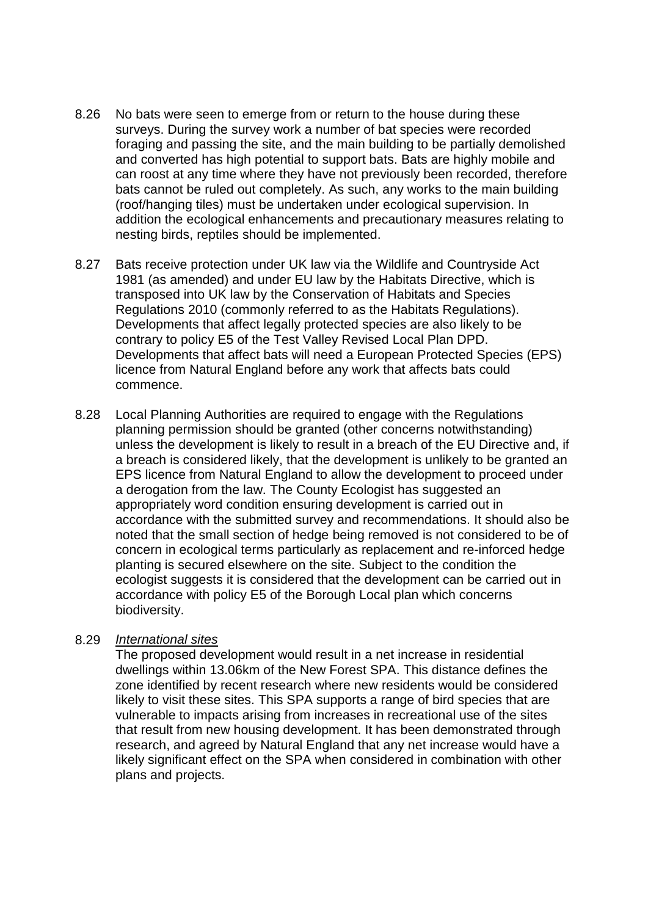8.26 No bats were seen to emerge from or return to the house during these surveys. During the survey work a number of bat species were recorded foraging and passing the site, and the main building to be partially demolished and converted has high potential to support bats. Bats are highly mobile and can roost at any time where they have not previously been recorded, therefore bats cannot be ruled out completely. As such, any works to the main building (roof/hanging tiles) must be undertaken under ecological supervision. In addition the ecological enhancements and precautionary measures relating to nesting birds, reptiles should be implemented.

8.27 Bats receive protection under UK law via the Wildlife and Countryside Act 1981 (as amended) and under EU law by the Habitats Directive, which is transposed into UK law by the Conservation of Habitats and Species Regulations 2010 (commonly referred to as the Habitats Regulations). Developments that affect legally protected species are also likely to be contrary to policy E5 of the Test Valley Revised Local Plan DPD. Developments that affect bats will need a European Protected Species (EPS) licence from Natural England before any work that affects bats could commence.

8.28 Local Planning Authorities are required to engage with the Regulations planning permission should be granted (other concerns notwithstanding) unless the development is likely to result in a breach of the EU Directive and, if a breach is considered likely, that the development is unlikely to be granted an EPS licence from Natural England to allow the development to proceed under a derogation from the law. The County Ecologist has suggested an appropriately word condition ensuring development is carried out in accordance with the submitted survey and recommendations. It should also be noted that the small section of hedge being removed is not considered to be of concern in ecological terms particularly as replacement and re-inforced hedge planting is secured elsewhere on the site. Subject to the condition the ecologist suggests it is considered that the development can be carried out in accordance with policy E5 of the Borough Local plan which concerns biodiversity.

8.29 *International sites*

The proposed development would result in a net increase in residential dwellings within 13.06km of the New Forest SPA. This distance defines the zone identified by recent research where new residents would be considered likely to visit these sites. This SPA supports a range of bird species that are vulnerable to impacts arising from increases in recreational use of the sites that result from new housing development. It has been demonstrated through research, and agreed by Natural England that any net increase would have a likely significant effect on the SPA when considered in combination with other plans and projects.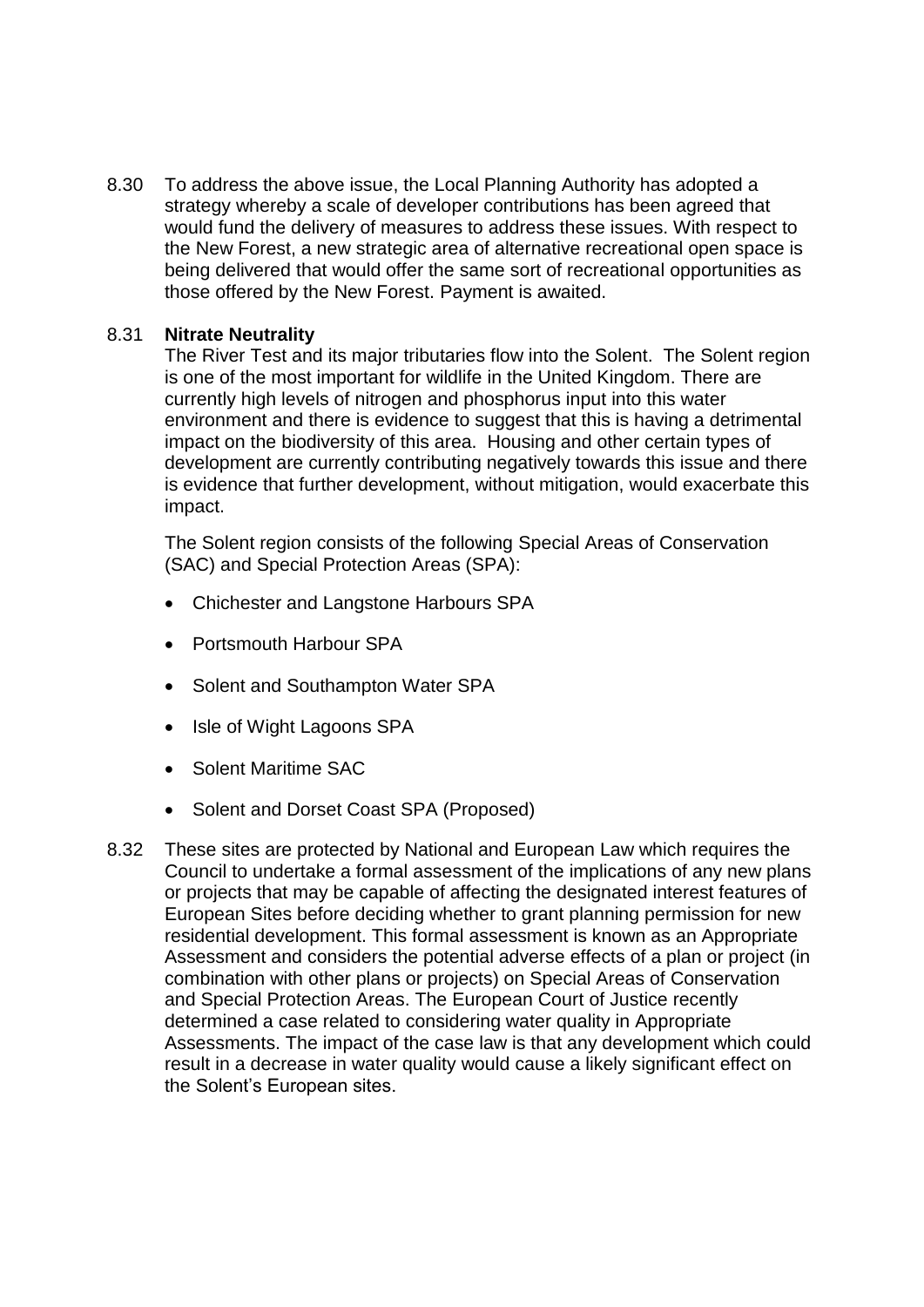8.30 To address the above issue, the Local Planning Authority has adopted a strategy whereby a scale of developer contributions has been agreed that would fund the delivery of measures to address these issues. With respect to the New Forest, a new strategic area of alternative recreational open space is being delivered that would offer the same sort of recreational opportunities as those offered by the New Forest. Payment is awaited.

8.31 **Nitrate Neutrality**

The River Test and its major tributaries flow into the Solent. The Solent region is one of the most important for wildlife in the United Kingdom. There are currently high levels of nitrogen and phosphorus input into this water environment and there is evidence to suggest that this is having a detrimental impact on the biodiversity of this area. Housing and other certain types of development are currently contributing negatively towards this issue and there is evidence that further development, without mitigation, would exacerbate this impact.

The Solent region consists of the following Special Areas of Conservation (SAC) and Special Protection Areas (SPA):

- Chichester and Langstone Harbours SPA
- Portsmouth Harbour SPA
- Solent and Southampton Water SPA
- Isle of Wight Lagoons SPA
- Solent Maritime SAC
- Solent and Dorset Coast SPA (Proposed)

8.32 These sites are protected by National and European Law which requires the Council to undertake a formal assessment of the implications of any new plans or projects that may be capable of affecting the designated interest features of European Sites before deciding whether to grant planning permission for new residential development. This formal assessment is known as an Appropriate Assessment and considers the potential adverse effects of a plan or project (in combination with other plans or projects) on Special Areas of Conservation and Special Protection Areas. The European Court of Justice recently determined a case related to considering water quality in Appropriate Assessments. The impact of the case law is that any development which could result in a decrease in water quality would cause a likely significant effect on the Solent's European sites.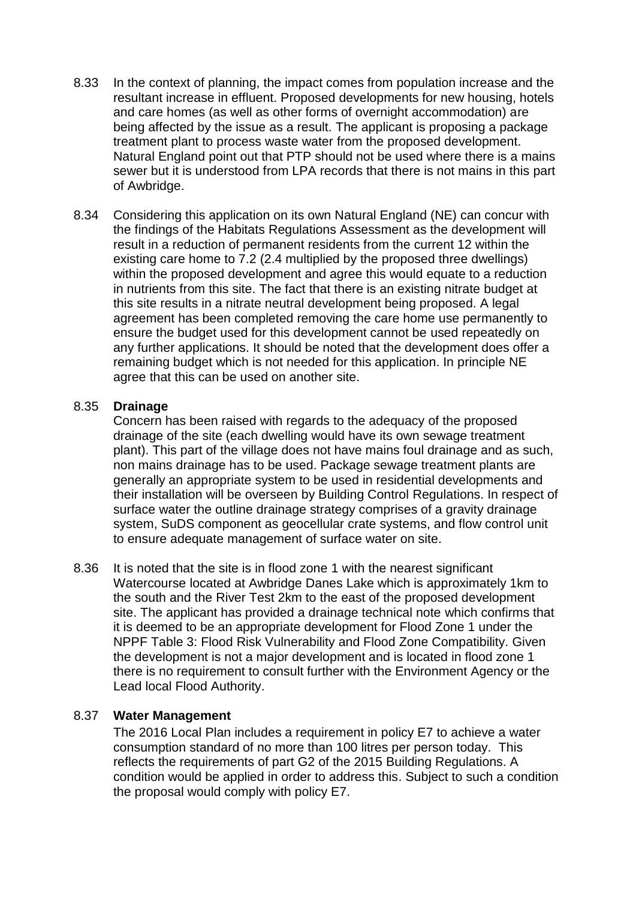8.33 In the context of planning, the impact comes from population increase and the resultant increase in effluent. Proposed developments for new housing, hotels and care homes (as well as other forms of overnight accommodation) are being affected by the issue as a result. The applicant is proposing a package treatment plant to process waste water from the proposed development. Natural England point out that PTP should not be used where there is a mains sewer but it is understood from LPA records that there is not mains in this part of Awbridge.

8.34 Considering this application on its own Natural England (NE) can concur with the findings of the Habitats Regulations Assessment as the development will result in a reduction of permanent residents from the current 12 within the existing care home to 7.2 (2.4 multiplied by the proposed three dwellings) within the proposed development and agree this would equate to a reduction in nutrients from this site. The fact that there is an existing nitrate budget at this site results in a nitrate neutral development being proposed. A legal agreement has been completed removing the care home use permanently to ensure the budget used for this development cannot be used repeatedly on any further applications. It should be noted that the development does offer a remaining budget which is not needed for this application. In principle NE agree that this can be used on another site.

8.35 **Drainage**

Concern has been raised with regards to the adequacy of the proposed drainage of the site (each dwelling would have its own sewage treatment plant). This part of the village does not have mains foul drainage and as such, non mains drainage has to be used. Package sewage treatment plants are generally an appropriate system to be used in residential developments and their installation will be overseen by Building Control Regulations. In respect of surface water the outline drainage strategy comprises of a gravity drainage system, SuDS component as geocellular crate systems, and flow control unit to ensure adequate management of surface water on site.

8.36 It is noted that the site is in flood zone 1 with the nearest significant Watercourse located at Awbridge Danes Lake which is approximately 1km to the south and the River Test 2km to the east of the proposed development site. The applicant has provided a drainage technical note which confirms that it is deemed to be an appropriate development for Flood Zone 1 under the NPPF Table 3: Flood Risk Vulnerability and Flood Zone Compatibility. Given the development is not a major development and is located in flood zone 1 there is no requirement to consult further with the Environment Agency or the Lead local Flood Authority.

8.37 **Water Management**

The 2016 Local Plan includes a requirement in policy E7 to achieve a water consumption standard of no more than 100 litres per person today. This reflects the requirements of part G2 of the 2015 Building Regulations. A condition would be applied in order to address this. Subject to such a condition the proposal would comply with policy E7.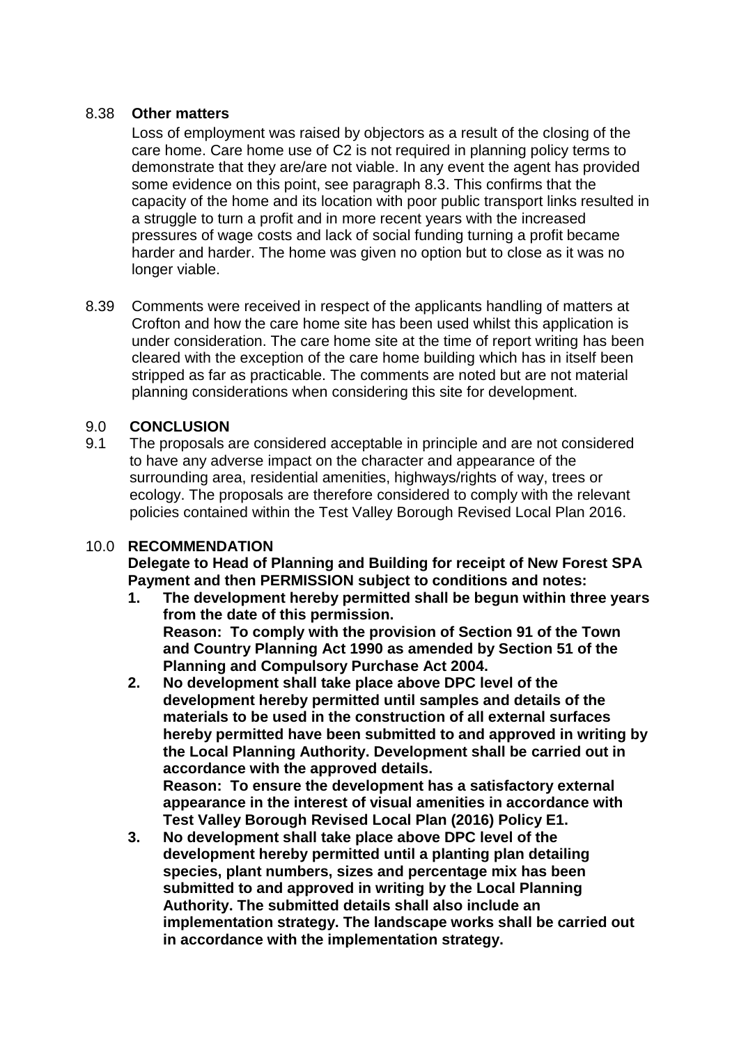8.38 **Other matters**

Loss of employment was raised by objectors as a result of the closing of the care home. Care home use of C2 is not required in planning policy terms to demonstrate that they are/are not viable. In any event the agent has provided some evidence on this point, see paragraph 8.3. This confirms that the capacity of the home and its location with poor public transport links resulted in a struggle to turn a profit and in more recent years with the increased pressures of wage costs and lack of social funding turning a profit became harder and harder. The home was given no option but to close as it was no longer viable.

8.39 Comments were received in respect of the applicants handling of matters at Crofton and how the care home site has been used whilst this application is under consideration. The care home site at the time of report writing has been cleared with the exception of the care home building which has in itself been stripped as far as practicable. The comments are noted but are not material planning considerations when considering this site for development.

## 9.0 CONCLUSION

9.1 The proposals are considered acceptable in principle and are not considered to have any adverse impact on the character and appearance of the surrounding area, residential amenities, highways/rights of way, trees or ecology. The proposals are therefore considered to comply with the relevant policies contained within the Test Valley Borough Revised Local Plan 2016.

## 10.0 RECOMMENDATION

**Delegate to Head of Planning and Building for receipt of New Forest SPA Payment and then PERMISSION subject to conditions and notes:**

1. **The development hereby permitted shall be begun within three years from the date of this permission.**
   **Reason: To comply with the provision of Section 91 of the Town and Country Planning Act 1990 as amended by Section 51 of the Planning and Compulsory Purchase Act 2004.**
2. **No development shall take place above DPC level of the development hereby permitted until samples and details of the materials to be used in the construction of all external surfaces hereby permitted have been submitted to and approved in writing by the Local Planning Authority. Development shall be carried out in accordance with the approved details.**
   **Reason: To ensure the development has a satisfactory external appearance in the interest of visual amenities in accordance with Test Valley Borough Revised Local Plan (2016) Policy E1.**
3. **No development shall take place above DPC level of the development hereby permitted until a planting plan detailing species, plant numbers, sizes and percentage mix has been submitted to and approved in writing by the Local Planning Authority. The submitted details shall also include an implementation strategy. The landscape works shall be carried out in accordance with the implementation strategy.**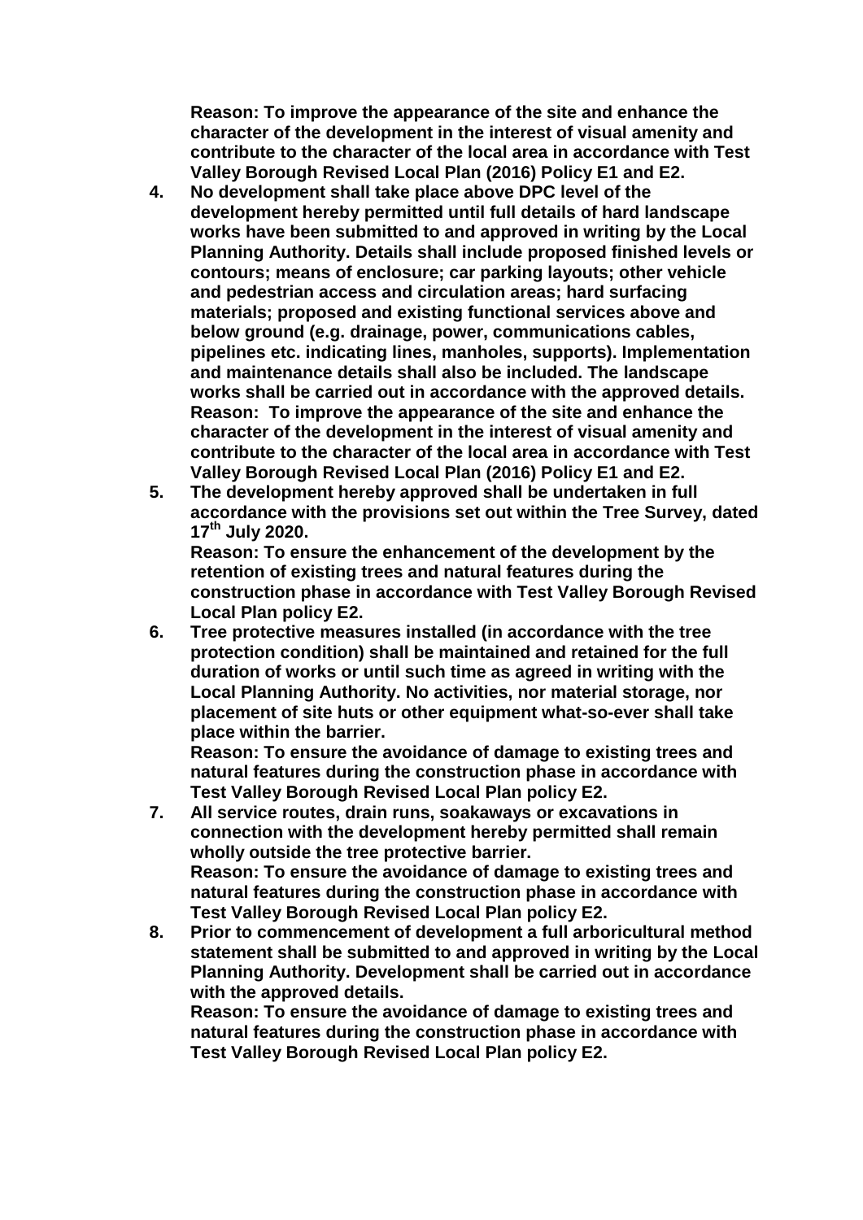**Reason: To improve the appearance of the site and enhance the character of the development in the interest of visual amenity and contribute to the character of the local area in accordance with Test Valley Borough Revised Local Plan (2016) Policy E1 and E2.**

4. **No development shall take place above DPC level of the development hereby permitted until full details of hard landscape works have been submitted to and approved in writing by the Local Planning Authority. Details shall include proposed finished levels or contours; means of enclosure; car parking layouts; other vehicle and pedestrian access and circulation areas; hard surfacing materials; proposed and existing functional services above and below ground (e.g. drainage, power, communications cables, pipelines etc. indicating lines, manholes, supports). Implementation and maintenance details shall also be included. The landscape works shall be carried out in accordance with the approved details.**
   **Reason: To improve the appearance of the site and enhance the character of the development in the interest of visual amenity and contribute to the character of the local area in accordance with Test Valley Borough Revised Local Plan (2016) Policy E1 and E2.**
5. **The development hereby approved shall be undertaken in full accordance with the provisions set out within the Tree Survey, dated 17th July 2020.**
   **Reason: To ensure the enhancement of the development by the retention of existing trees and natural features during the construction phase in accordance with Test Valley Borough Revised Local Plan policy E2.**
6. **Tree protective measures installed (in accordance with the tree protection condition) shall be maintained and retained for the full duration of works or until such time as agreed in writing with the Local Planning Authority. No activities, nor material storage, nor placement of site huts or other equipment what-so-ever shall take place within the barrier.**
   **Reason: To ensure the avoidance of damage to existing trees and natural features during the construction phase in accordance with Test Valley Borough Revised Local Plan policy E2.**
7. **All service routes, drain runs, soakaways or excavations in connection with the development hereby permitted shall remain wholly outside the tree protective barrier.**
   **Reason: To ensure the avoidance of damage to existing trees and natural features during the construction phase in accordance with Test Valley Borough Revised Local Plan policy E2.**
8. **Prior to commencement of development a full arboricultural method statement shall be submitted to and approved in writing by the Local Planning Authority. Development shall be carried out in accordance with the approved details.**
   **Reason: To ensure the avoidance of damage to existing trees and natural features during the construction phase in accordance with Test Valley Borough Revised Local Plan policy E2.**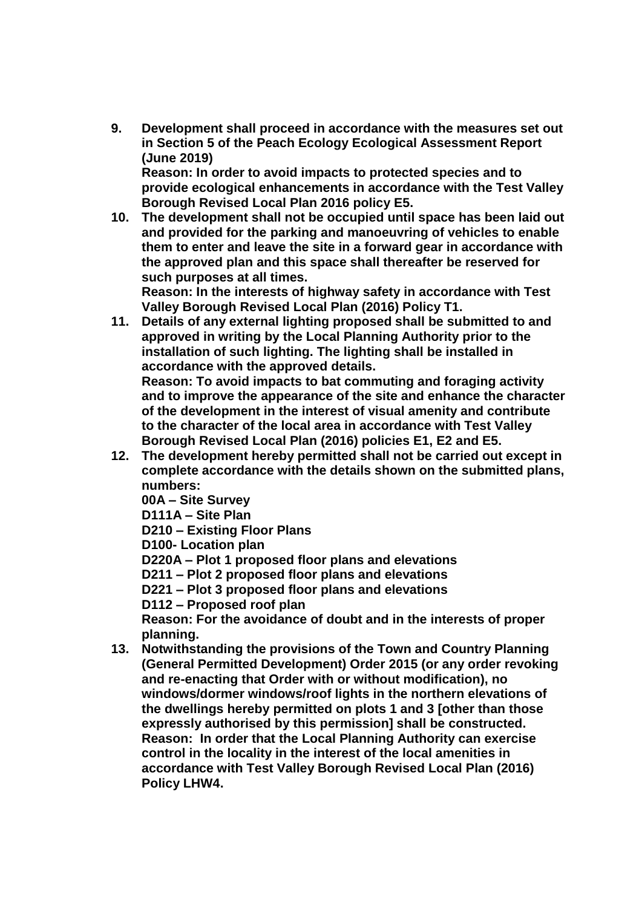9. **Development shall proceed in accordance with the measures set out in Section 5 of the Peach Ecology Ecological Assessment Report (June 2019)**
   **Reason: In order to avoid impacts to protected species and to provide ecological enhancements in accordance with the Test Valley Borough Revised Local Plan 2016 policy E5.**
10. **The development shall not be occupied until space has been laid out and provided for the parking and manoeuvring of vehicles to enable them to enter and leave the site in a forward gear in accordance with the approved plan and this space shall thereafter be reserved for such purposes at all times.**
    **Reason: In the interests of highway safety in accordance with Test Valley Borough Revised Local Plan (2016) Policy T1.**
11. **Details of any external lighting proposed shall be submitted to and approved in writing by the Local Planning Authority prior to the installation of such lighting. The lighting shall be installed in accordance with the approved details.**
    **Reason: To avoid impacts to bat commuting and foraging activity and to improve the appearance of the site and enhance the character of the development in the interest of visual amenity and contribute to the character of the local area in accordance with Test Valley Borough Revised Local Plan (2016) policies E1, E2 and E5.**
12. **The development hereby permitted shall not be carried out except in complete accordance with the details shown on the submitted plans, numbers:**
    **00A – Site Survey**
    **D111A – Site Plan**
    **D210 – Existing Floor Plans**
    **D100- Location plan**
    **D220A – Plot 1 proposed floor plans and elevations**
    **D211 – Plot 2 proposed floor plans and elevations**
    **D221 – Plot 3 proposed floor plans and elevations**
    **D112 – Proposed roof plan**
    **Reason: For the avoidance of doubt and in the interests of proper planning.**
13. **Notwithstanding the provisions of the Town and Country Planning (General Permitted Development) Order 2015 (or any order revoking and re-enacting that Order with or without modification), no windows/dormer windows/roof lights in the northern elevations of the dwellings hereby permitted on plots 1 and 3 [other than those expressly authorised by this permission] shall be constructed.**
    **Reason: In order that the Local Planning Authority can exercise control in the locality in the interest of the local amenities in accordance with Test Valley Borough Revised Local Plan (2016) Policy LHW4.**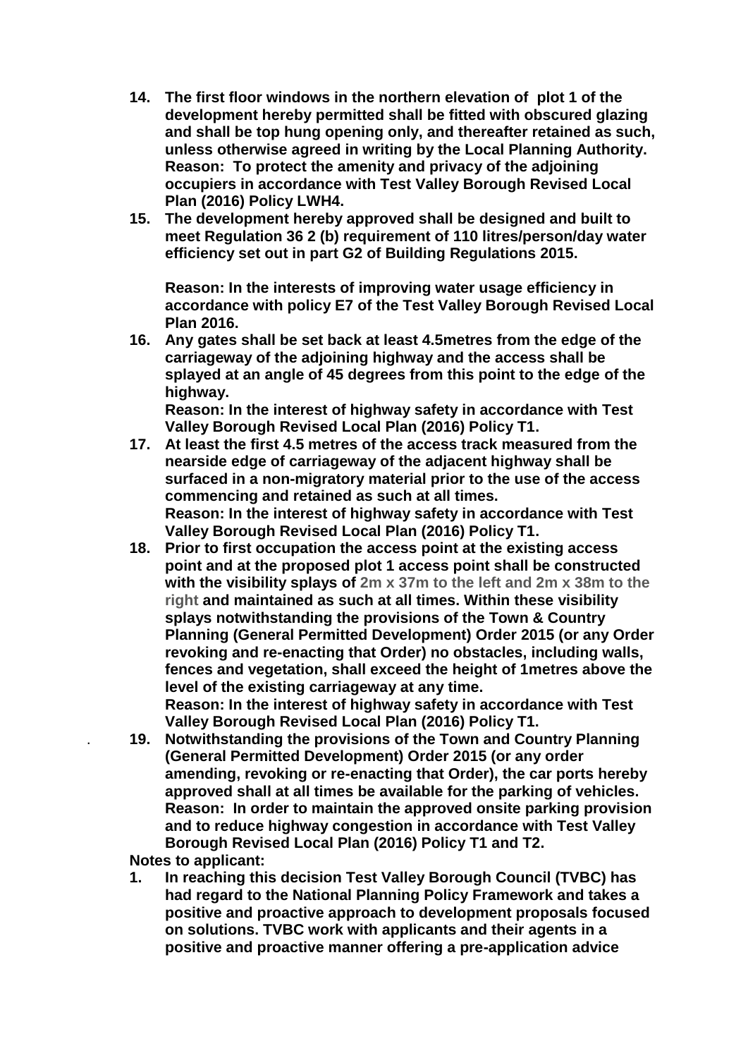14. **The first floor windows in the northern elevation of plot 1 of the development hereby permitted shall be fitted with obscured glazing and shall be top hung opening only, and thereafter retained as such, unless otherwise agreed in writing by the Local Planning Authority.**
    **Reason: To protect the amenity and privacy of the adjoining occupiers in accordance with Test Valley Borough Revised Local Plan (2016) Policy LWH4.**
15. **The development hereby approved shall be designed and built to meet Regulation 36 2 (b) requirement of 110 litres/person/day water efficiency set out in part G2 of Building Regulations 2015.**

    **Reason: In the interests of improving water usage efficiency in accordance with policy E7 of the Test Valley Borough Revised Local Plan 2016.**
16. **Any gates shall be set back at least 4.5metres from the edge of the carriageway of the adjoining highway and the access shall be splayed at an angle of 45 degrees from this point to the edge of the highway.**
    **Reason: In the interest of highway safety in accordance with Test Valley Borough Revised Local Plan (2016) Policy T1.**
17. **At least the first 4.5 metres of the access track measured from the nearside edge of carriageway of the adjacent highway shall be surfaced in a non-migratory material prior to the use of the access commencing and retained as such at all times.**
    **Reason: In the interest of highway safety in accordance with Test Valley Borough Revised Local Plan (2016) Policy T1.**
18. **Prior to first occupation the access point at the existing access point and at the proposed plot 1 access point shall be constructed with the visibility splays of 2m x 37m to the left and 2m x 38m to the right and maintained as such at all times. Within these visibility splays notwithstanding the provisions of the Town & Country Planning (General Permitted Development) Order 2015 (or any Order revoking and re-enacting that Order) no obstacles, including walls, fences and vegetation, shall exceed the height of 1metres above the level of the existing carriageway at any time.**
    **Reason: In the interest of highway safety in accordance with Test Valley Borough Revised Local Plan (2016) Policy T1.**
19. **Notwithstanding the provisions of the Town and Country Planning (General Permitted Development) Order 2015 (or any order amending, revoking or re-enacting that Order), the car ports hereby approved shall at all times be available for the parking of vehicles.**
    **Reason: In order to maintain the approved onsite parking provision and to reduce highway congestion in accordance with Test Valley Borough Revised Local Plan (2016) Policy T1 and T2.**

**Notes to applicant:**

1. **In reaching this decision Test Valley Borough Council (TVBC) has had regard to the National Planning Policy Framework and takes a positive and proactive approach to development proposals focused on solutions. TVBC work with applicants and their agents in a positive and proactive manner offering a pre-application advice**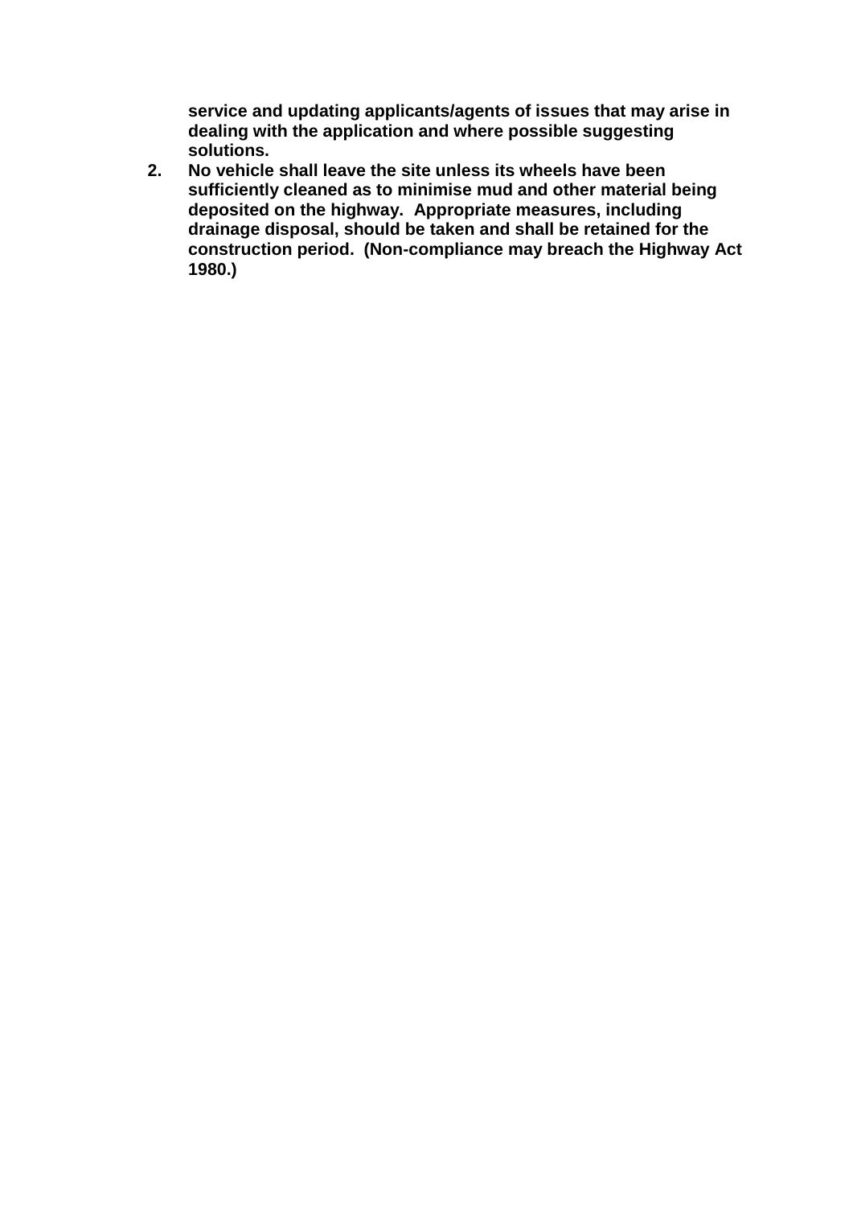**service and updating applicants/agents of issues that may arise in dealing with the application and where possible suggesting solutions.**

2. **No vehicle shall leave the site unless its wheels have been sufficiently cleaned as to minimise mud and other material being deposited on the highway. Appropriate measures, including drainage disposal, should be taken and shall be retained for the construction period. (Non-compliance may breach the Highway Act 1980.)**